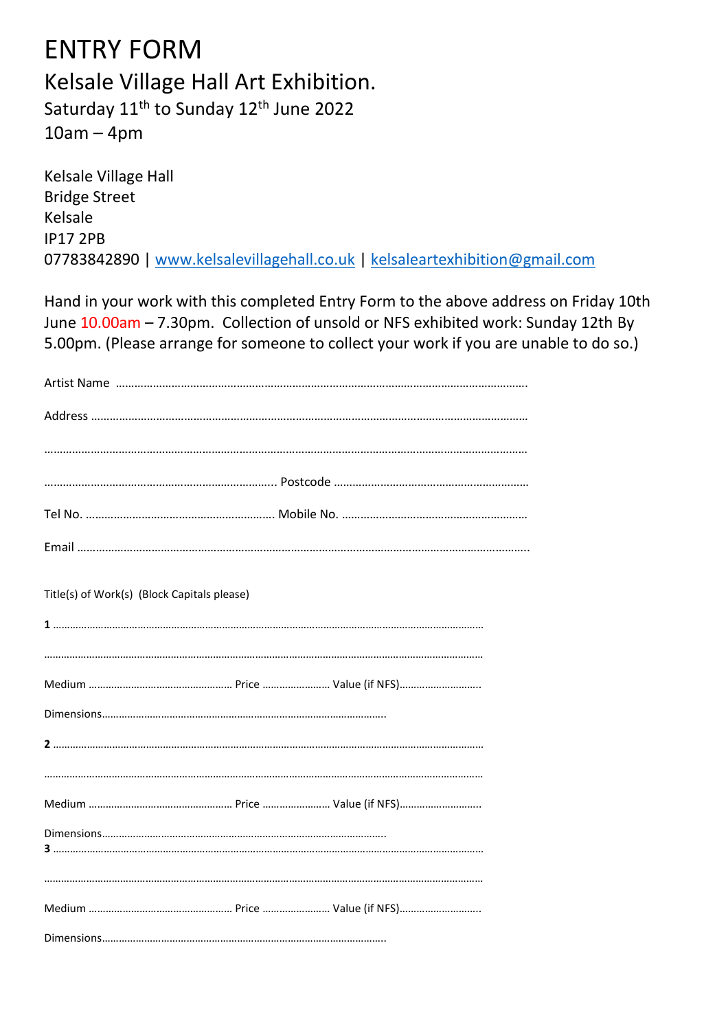# ENTRY FORM

## Kelsale Village Hall Art Exhibition.

Saturday 11th to Sunday 12th June 2022
10am – 4pm

Kelsale Village Hall
Bridge Street
Kelsale
IP17 2PB
07783842890 | www.kelsalevillagehall.co.uk | kelsaleartexhibition@gmail.com

Hand in your work with this completed Entry Form to the above address on Friday 10th June 10.00am – 7.30pm. Collection of unsold or NFS exhibited work: Sunday 12th By 5.00pm. (Please arrange for someone to collect your work if you are unable to do so.)

Artist Name ………………………………………………………………………………………………………………

Address ………………………………………………………………………………………………………………

………………………………………………………………………………………………………………………

………………………………………………………… Postcode ………………………………………………

Tel No. …………………………………………… Mobile No. ……………………………………………

Email ………………………………………………………………………………………………………………

Title(s) of Work(s) (Block Capitals please)

**1** ………………………………………………………………………………………………………………

………………………………………………………………………………………………………………………

Medium …………………………………… Price …………………… Value (if NFS)………………………

Dimensions……………………………………………………………………………

**2** ………………………………………………………………………………………………………………

………………………………………………………………………………………………………………………

Medium …………………………………… Price …………………… Value (if NFS)………………………

Dimensions……………………………………………………………………………

**3** ………………………………………………………………………………………………………………

………………………………………………………………………………………………………………………

Medium …………………………………… Price …………………… Value (if NFS)………………………

Dimensions……………………………………………………………………………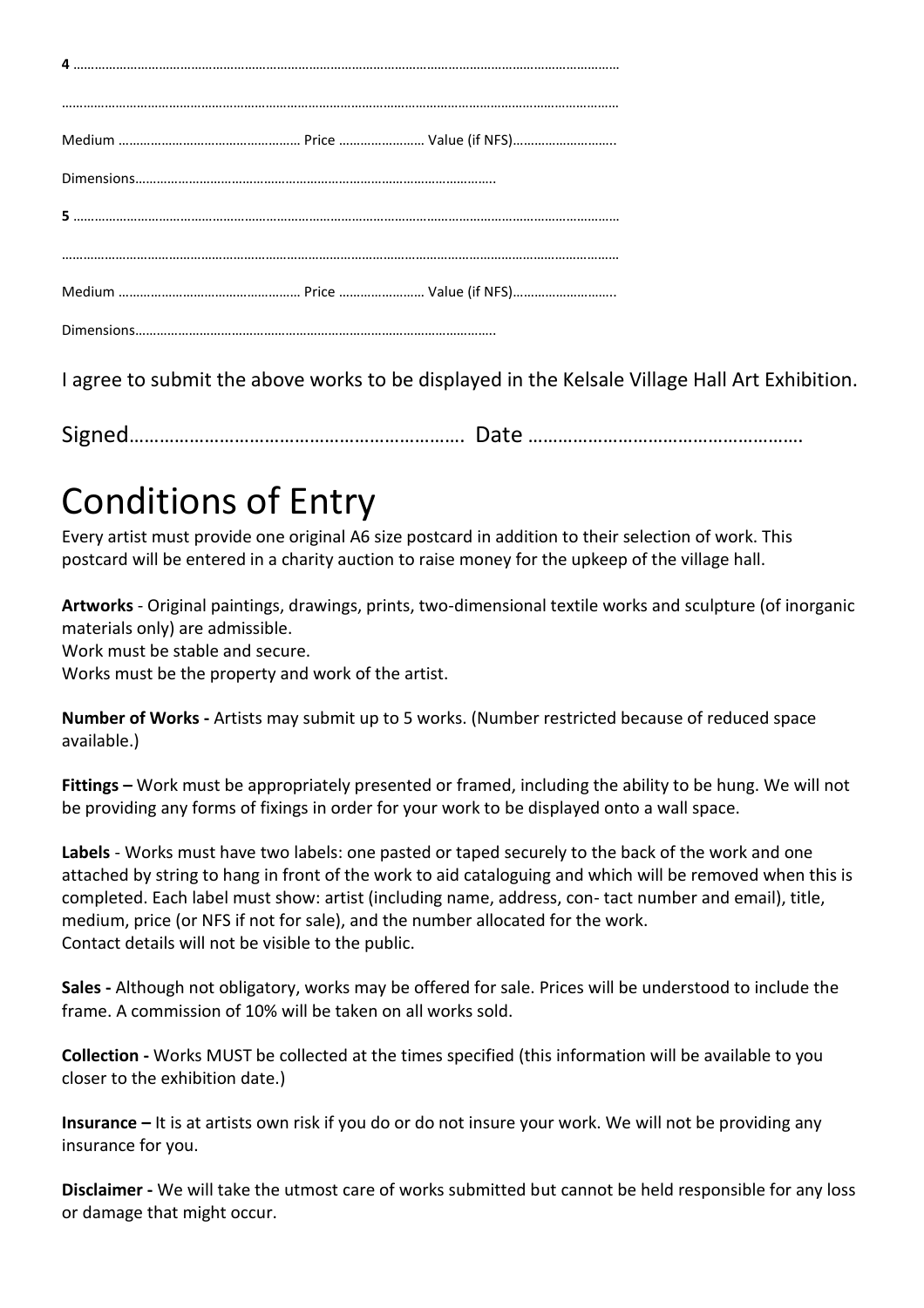**4** ………………………………………………………………………………………………………………………………………

………………………………………………………………………………………………………………………………………

Medium …………………………………………… Price …………………… Value (if NFS)………………………..

Dimensions………………………………………………………………………………………..

**5** ………………………………………………………………………………………………………………………………………

………………………………………………………………………………………………………………………………………

Medium …………………………………………… Price …………………… Value (if NFS)………………………..

Dimensions………………………………………………………………………………………..

I agree to submit the above works to be displayed in the Kelsale Village Hall Art Exhibition.

Signed…………………………………………………………… Date ………………………………………………

# Conditions of Entry

Every artist must provide one original A6 size postcard in addition to their selection of work. This postcard will be entered in a charity auction to raise money for the upkeep of the village hall.

**Artworks** - Original paintings, drawings, prints, two-dimensional textile works and sculpture (of inorganic materials only) are admissible.
Work must be stable and secure.
Works must be the property and work of the artist.

**Number of Works -** Artists may submit up to 5 works. (Number restricted because of reduced space available.)

**Fittings –** Work must be appropriately presented or framed, including the ability to be hung. We will not be providing any forms of fixings in order for your work to be displayed onto a wall space.

**Labels** - Works must have two labels: one pasted or taped securely to the back of the work and one attached by string to hang in front of the work to aid cataloguing and which will be removed when this is completed. Each label must show: artist (including name, address, con- tact number and email), title, medium, price (or NFS if not for sale), and the number allocated for the work.
Contact details will not be visible to the public.

**Sales -** Although not obligatory, works may be offered for sale. Prices will be understood to include the frame. A commission of 10% will be taken on all works sold.

**Collection -** Works MUST be collected at the times specified (this information will be available to you closer to the exhibition date.)

**Insurance –** It is at artists own risk if you do or do not insure your work. We will not be providing any insurance for you.

**Disclaimer -** We will take the utmost care of works submitted but cannot be held responsible for any loss or damage that might occur.